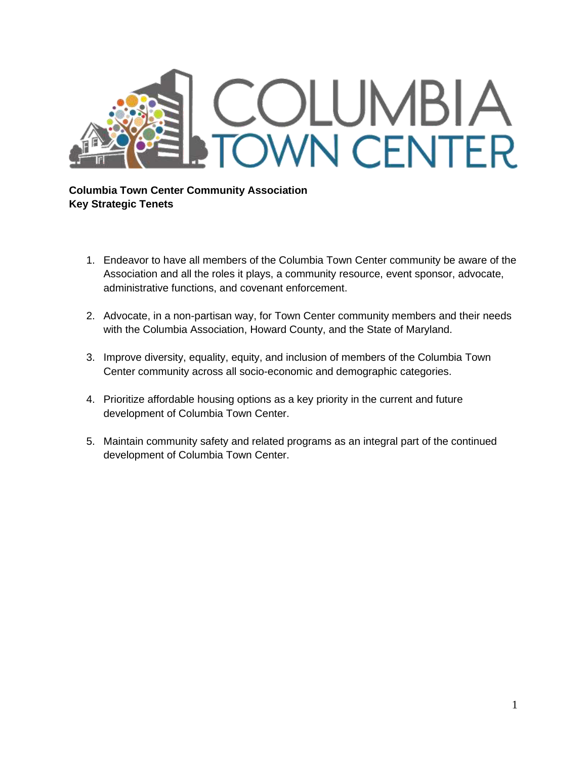**Columbia Town Center Community Association**
**Key Strategic Tenets**

1. Endeavor to have all members of the Columbia Town Center community be aware of the Association and all the roles it plays, a community resource, event sponsor, advocate, administrative functions, and covenant enforcement.

2. Advocate, in a non-partisan way, for Town Center community members and their needs with the Columbia Association, Howard County, and the State of Maryland.

3. Improve diversity, equality, equity, and inclusion of members of the Columbia Town Center community across all socio-economic and demographic categories.

4. Prioritize affordable housing options as a key priority in the current and future development of Columbia Town Center.

5. Maintain community safety and related programs as an integral part of the continued development of Columbia Town Center.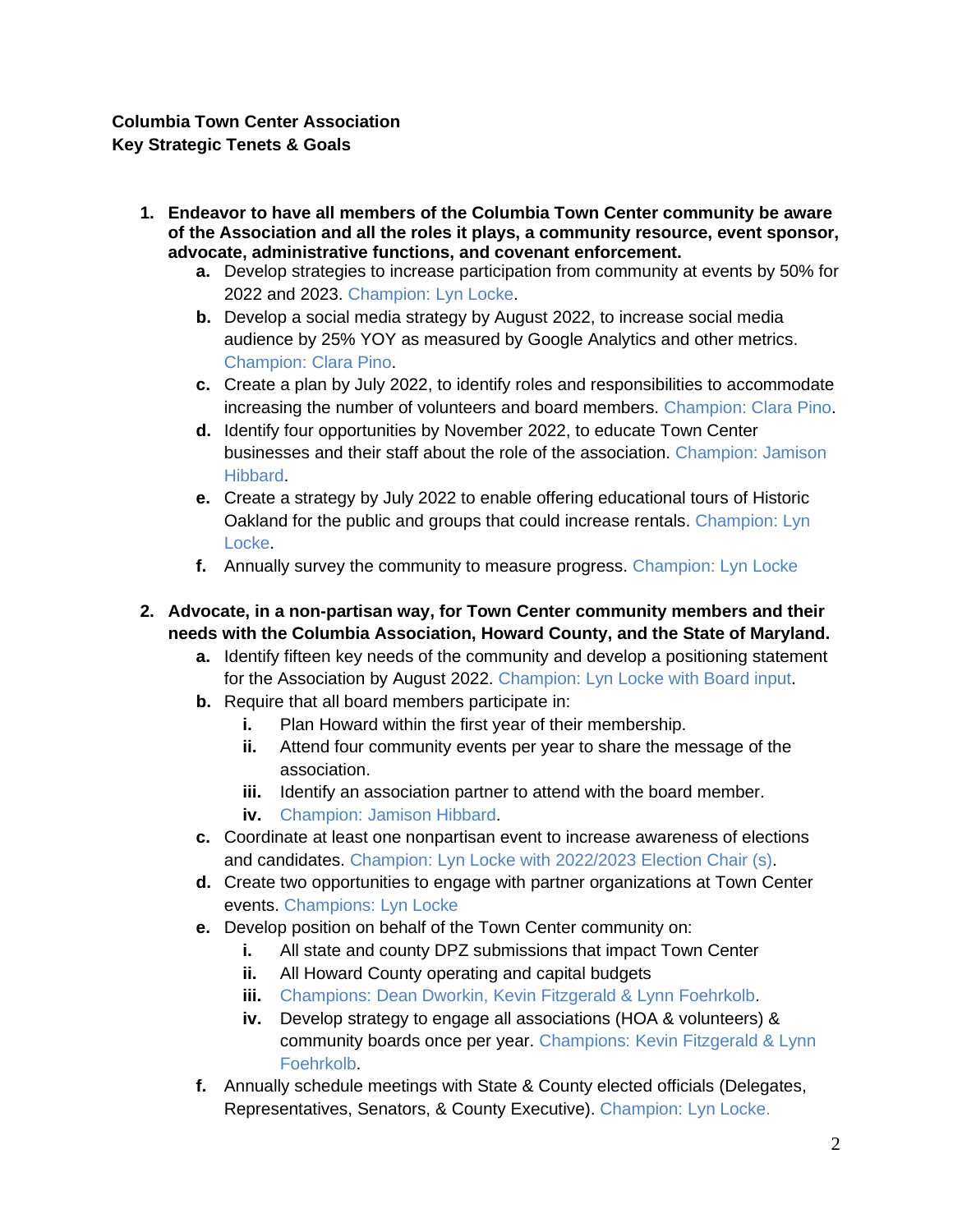**Columbia Town Center Association**
**Key Strategic Tenets & Goals**

1. **Endeavor to have all members of the Columbia Town Center community be aware of the Association and all the roles it plays, a community resource, event sponsor, advocate, administrative functions, and covenant enforcement.**
   a. Develop strategies to increase participation from community at events by 50% for 2022 and 2023. Champion: Lyn Locke.
   b. Develop a social media strategy by August 2022, to increase social media audience by 25% YOY as measured by Google Analytics and other metrics. Champion: Clara Pino.
   c. Create a plan by July 2022, to identify roles and responsibilities to accommodate increasing the number of volunteers and board members. Champion: Clara Pino.
   d. Identify four opportunities by November 2022, to educate Town Center businesses and their staff about the role of the association. Champion: Jamison Hibbard.
   e. Create a strategy by July 2022 to enable offering educational tours of Historic Oakland for the public and groups that could increase rentals. Champion: Lyn Locke.
   f. Annually survey the community to measure progress. Champion: Lyn Locke

2. **Advocate, in a non-partisan way, for Town Center community members and their needs with the Columbia Association, Howard County, and the State of Maryland.**
   a. Identify fifteen key needs of the community and develop a positioning statement for the Association by August 2022. Champion: Lyn Locke with Board input.
   b. Require that all board members participate in:
      i. Plan Howard within the first year of their membership.
      ii. Attend four community events per year to share the message of the association.
      iii. Identify an association partner to attend with the board member.
      iv. Champion: Jamison Hibbard.
   c. Coordinate at least one nonpartisan event to increase awareness of elections and candidates. Champion: Lyn Locke with 2022/2023 Election Chair (s).
   d. Create two opportunities to engage with partner organizations at Town Center events. Champions: Lyn Locke
   e. Develop position on behalf of the Town Center community on:
      i. All state and county DPZ submissions that impact Town Center
      ii. All Howard County operating and capital budgets
      iii. Champions: Dean Dworkin, Kevin Fitzgerald & Lynn Foehrkolb.
      iv. Develop strategy to engage all associations (HOA & volunteers) & community boards once per year. Champions: Kevin Fitzgerald & Lynn Foehrkolb.
   f. Annually schedule meetings with State & County elected officials (Delegates, Representatives, Senators, & County Executive). Champion: Lyn Locke.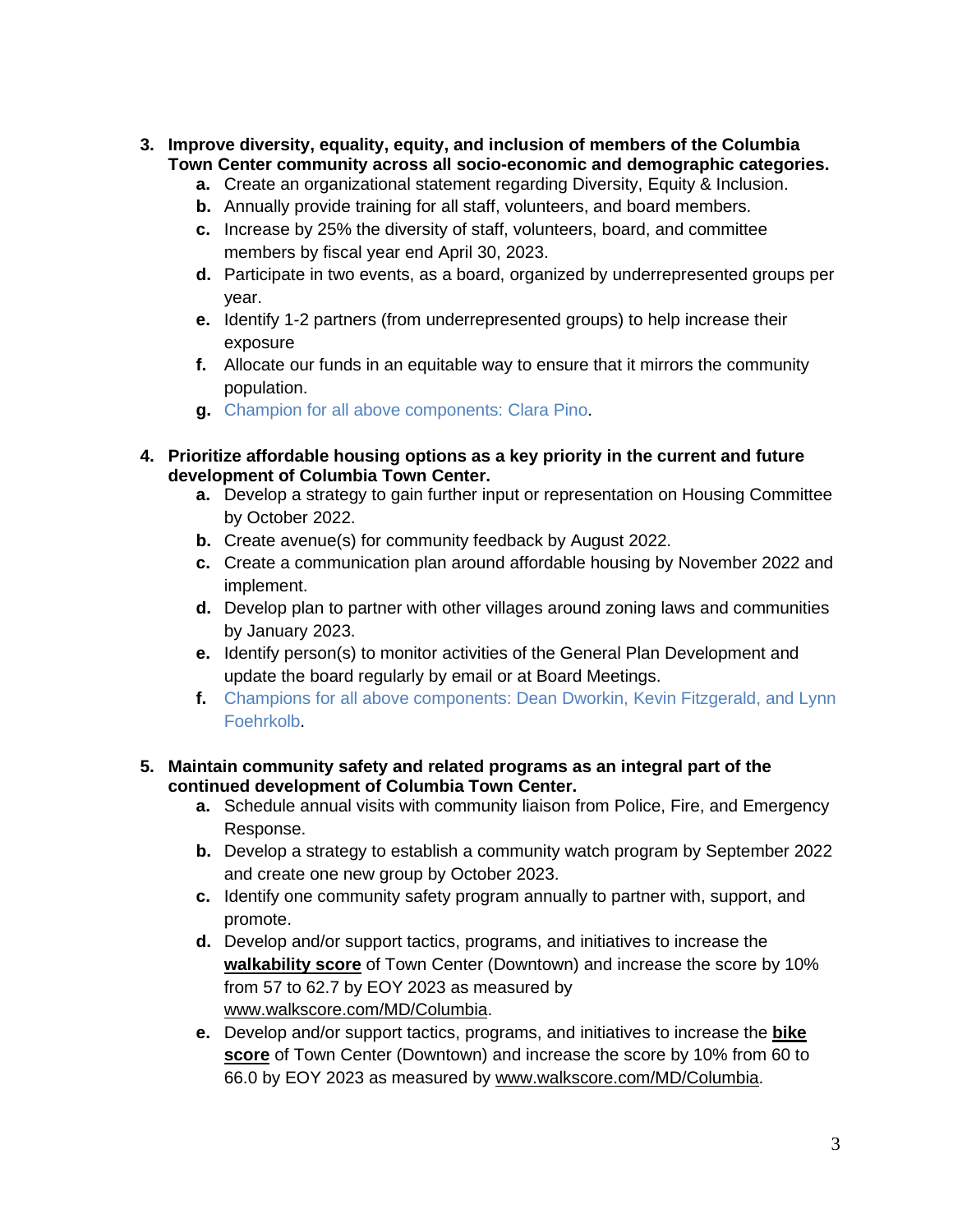3. **Improve diversity, equality, equity, and inclusion of members of the Columbia Town Center community across all socio-economic and demographic categories.**
    a. Create an organizational statement regarding Diversity, Equity & Inclusion.
    b. Annually provide training for all staff, volunteers, and board members.
    c. Increase by 25% the diversity of staff, volunteers, board, and committee members by fiscal year end April 30, 2023.
    d. Participate in two events, as a board, organized by underrepresented groups per year.
    e. Identify 1-2 partners (from underrepresented groups) to help increase their exposure
    f. Allocate our funds in an equitable way to ensure that it mirrors the community population.
    g. Champion for all above components: Clara Pino.

4. **Prioritize affordable housing options as a key priority in the current and future development of Columbia Town Center.**
    a. Develop a strategy to gain further input or representation on Housing Committee by October 2022.
    b. Create avenue(s) for community feedback by August 2022.
    c. Create a communication plan around affordable housing by November 2022 and implement.
    d. Develop plan to partner with other villages around zoning laws and communities by January 2023.
    e. Identify person(s) to monitor activities of the General Plan Development and update the board regularly by email or at Board Meetings.
    f. Champions for all above components: Dean Dworkin, Kevin Fitzgerald, and Lynn Foehrkolb.

5. **Maintain community safety and related programs as an integral part of the continued development of Columbia Town Center.**
    a. Schedule annual visits with community liaison from Police, Fire, and Emergency Response.
    b. Develop a strategy to establish a community watch program by September 2022 and create one new group by October 2023.
    c. Identify one community safety program annually to partner with, support, and promote.
    d. Develop and/or support tactics, programs, and initiatives to increase the **walkability score** of Town Center (Downtown) and increase the score by 10% from 57 to 62.7 by EOY 2023 as measured by www.walkscore.com/MD/Columbia.
    e. Develop and/or support tactics, programs, and initiatives to increase the **bike score** of Town Center (Downtown) and increase the score by 10% from 60 to 66.0 by EOY 2023 as measured by www.walkscore.com/MD/Columbia.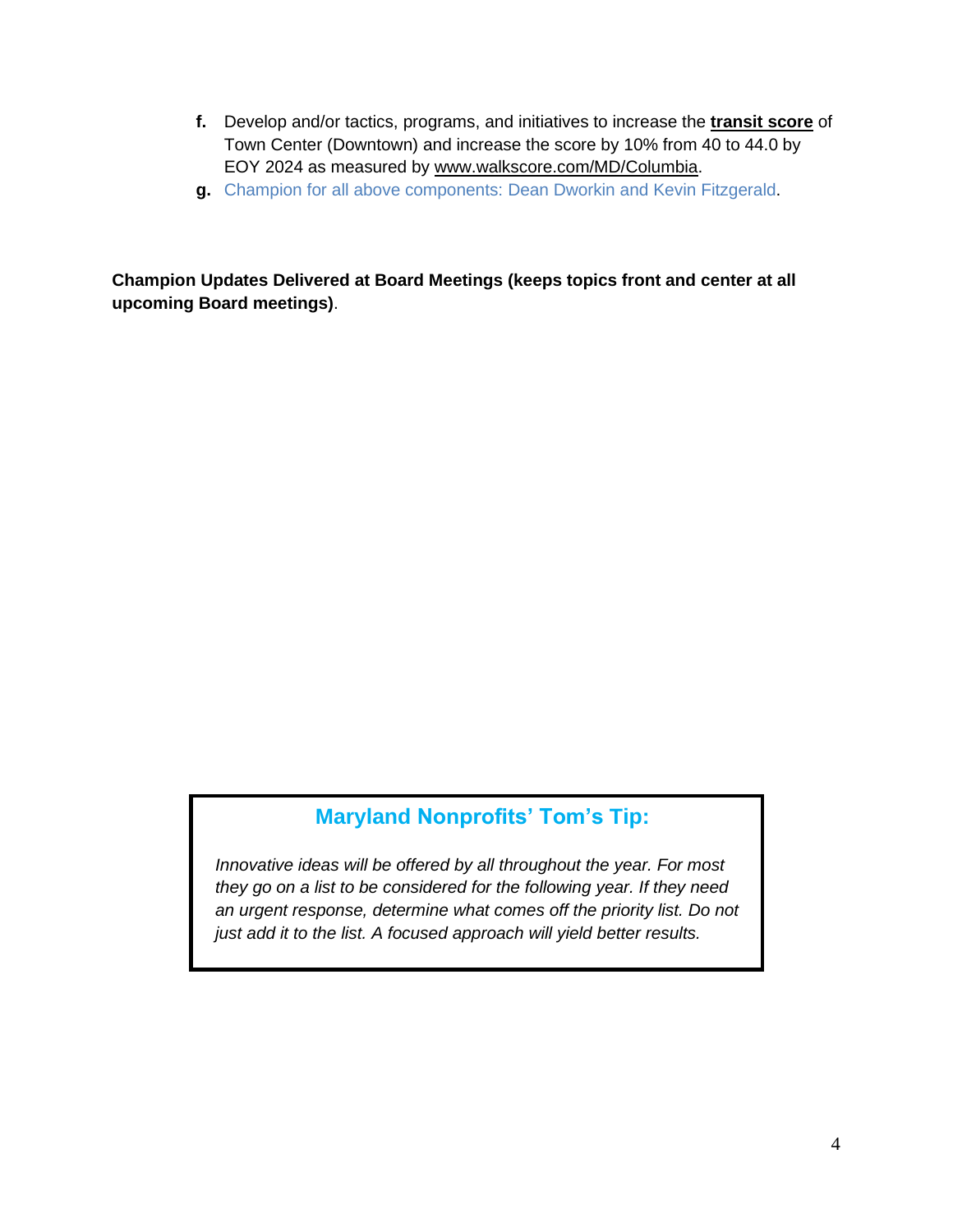f. Develop and/or tactics, programs, and initiatives to increase the **transit score** of Town Center (Downtown) and increase the score by 10% from 40 to 44.0 by EOY 2024 as measured by www.walkscore.com/MD/Columbia.

g. Champion for all above components: Dean Dworkin and Kevin Fitzgerald.

**Champion Updates Delivered at Board Meetings (keeps topics front and center at all upcoming Board meetings)**.

> ### Maryland Nonprofits' Tom's Tip:
>
> *Innovative ideas will be offered by all throughout the year. For most they go on a list to be considered for the following year. If they need an urgent response, determine what comes off the priority list. Do not just add it to the list. A focused approach will yield better results.*